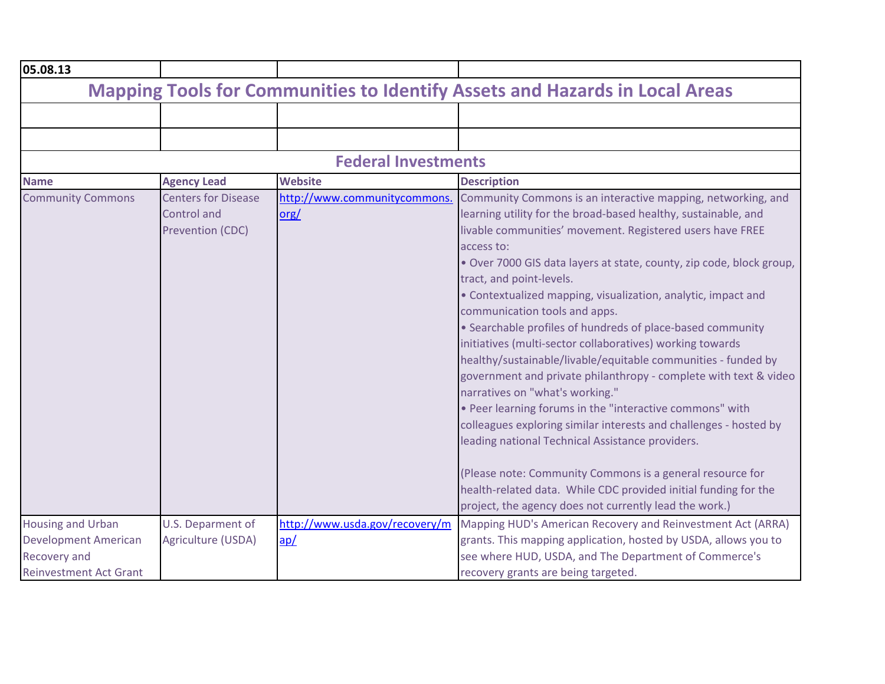05.08.13

# Mapping Tools for Communities to Identify Assets and Hazards in Local Areas

## Federal Investments

| Name | Agency Lead | Website | Description |
|---|---|---|---|
| Community Commons | Centers for Disease Control and Prevention (CDC) | http://www.communitycommons.org/ | Community Commons is an interactive mapping, networking, and learning utility for the broad-based healthy, sustainable, and livable communities' movement. Registered users have FREE access to:<br>• Over 7000 GIS data layers at state, county, zip code, block group, tract, and point-levels.<br>• Contextualized mapping, visualization, analytic, impact and communication tools and apps.<br>• Searchable profiles of hundreds of place-based community initiatives (multi-sector collaboratives) working towards healthy/sustainable/livable/equitable communities - funded by government and private philanthropy - complete with text & video narratives on "what's working."<br>• Peer learning forums in the "interactive commons" with colleagues exploring similar interests and challenges - hosted by leading national Technical Assistance providers.<br><br>(Please note: Community Commons is a general resource for health-related data. While CDC provided initial funding for the project, the agency does not currently lead the work.) |
| Housing and Urban Development American Recovery and Reinvestment Act Grant | U.S. Deparment of Agriculture (USDA) | http://www.usda.gov/recovery/map/ | Mapping HUD's American Recovery and Reinvestment Act (ARRA) grants. This mapping application, hosted by USDA, allows you to see where HUD, USDA, and The Department of Commerce's recovery grants are being targeted. |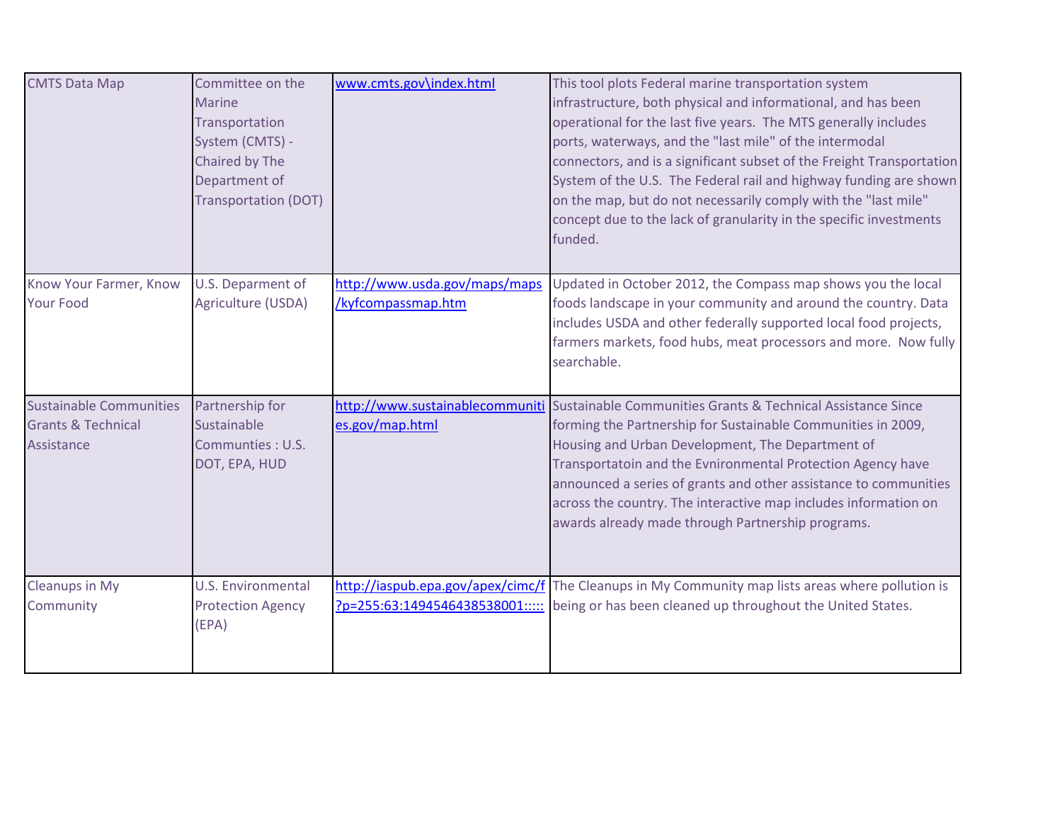| | | | |
|---|---|---|---|
| CMTS Data Map | Committee on the Marine Transportation System (CMTS) - Chaired by The Department of Transportation (DOT) | www.cmts.gov\index.html | This tool plots Federal marine transportation system infrastructure, both physical and informational, and has been operational for the last five years. The MTS generally includes ports, waterways, and the "last mile" of the intermodal connectors, and is a significant subset of the Freight Transportation System of the U.S. The Federal rail and highway funding are shown on the map, but do not necessarily comply with the "last mile" concept due to the lack of granularity in the specific investments funded. |
| Know Your Farmer, Know Your Food | U.S. Deparment of Agriculture (USDA) | http://www.usda.gov/maps/maps/kyfcompassmap.htm | Updated in October 2012, the Compass map shows you the local foods landscape in your community and around the country. Data includes USDA and other federally supported local food projects, farmers markets, food hubs, meat processors and more. Now fully searchable. |
| Sustainable Communities Grants & Technical Assistance | Partnership for Sustainable Communties : U.S. DOT, EPA, HUD | http://www.sustainablecommunities.gov/map.html | Sustainable Communities Grants & Technical Assistance Since forming the Partnership for Sustainable Communities in 2009, Housing and Urban Development, The Department of Transportatoin and the Evnironmental Protection Agency have announced a series of grants and other assistance to communities across the country. The interactive map includes information on awards already made through Partnership programs. |
| Cleanups in My Community | U.S. Environmental Protection Agency (EPA) | http://iaspub.epa.gov/apex/cimc/f?p=255:63:1494546438538001::::: | The Cleanups in My Community map lists areas where pollution is being or has been cleaned up throughout the United States. |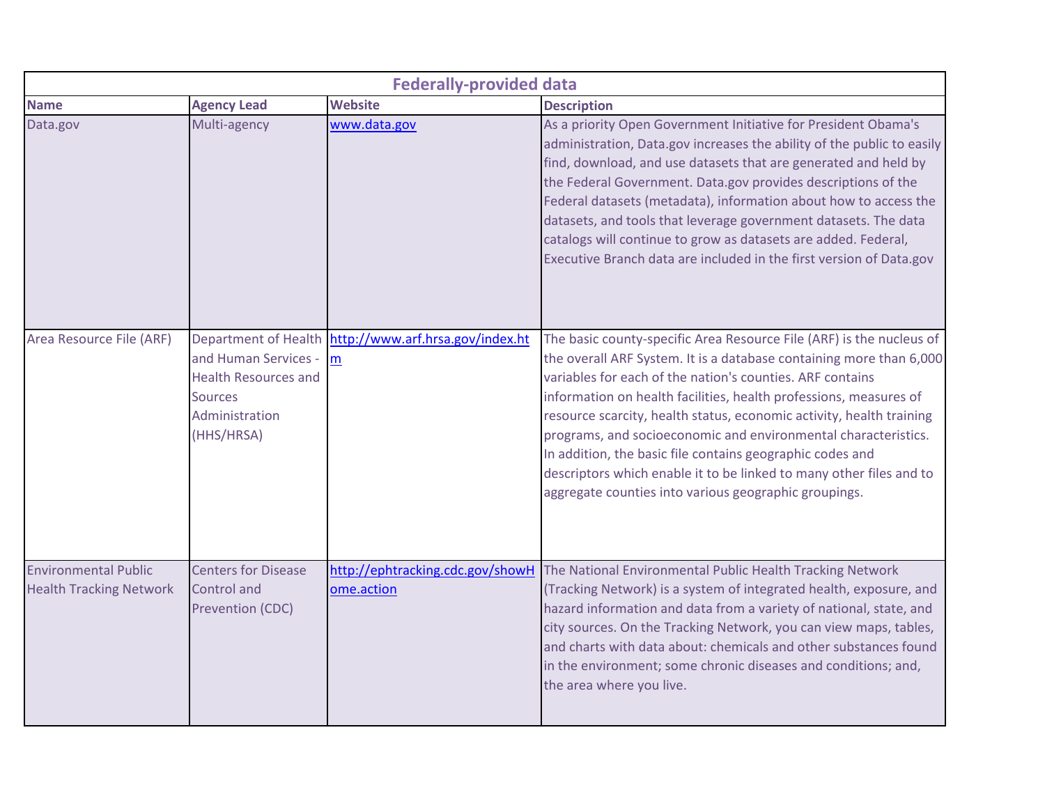| Federally-provided data | | | |
|---|---|---|---|
| **Name** | **Agency Lead** | **Website** | **Description** |
| Data.gov | Multi-agency | www.data.gov | As a priority Open Government Initiative for President Obama's administration, Data.gov increases the ability of the public to easily find, download, and use datasets that are generated and held by the Federal Government. Data.gov provides descriptions of the Federal datasets (metadata), information about how to access the datasets, and tools that leverage government datasets. The data catalogs will continue to grow as datasets are added. Federal, Executive Branch data are included in the first version of Data.gov |
| Area Resource File (ARF) | Department of Health and Human Services - Health Resources and Sources Administration (HHS/HRSA) | http://www.arf.hrsa.gov/index.htm | The basic county-specific Area Resource File (ARF) is the nucleus of the overall ARF System. It is a database containing more than 6,000 variables for each of the nation's counties. ARF contains information on health facilities, health professions, measures of resource scarcity, health status, economic activity, health training programs, and socioeconomic and environmental characteristics. In addition, the basic file contains geographic codes and descriptors which enable it to be linked to many other files and to aggregate counties into various geographic groupings. |
| Environmental Public Health Tracking Network | Centers for Disease Control and Prevention (CDC) | http://ephtracking.cdc.gov/showHome.action | The National Environmental Public Health Tracking Network (Tracking Network) is a system of integrated health, exposure, and hazard information and data from a variety of national, state, and city sources. On the Tracking Network, you can view maps, tables, and charts with data about: chemicals and other substances found in the environment; some chronic diseases and conditions; and, the area where you live. |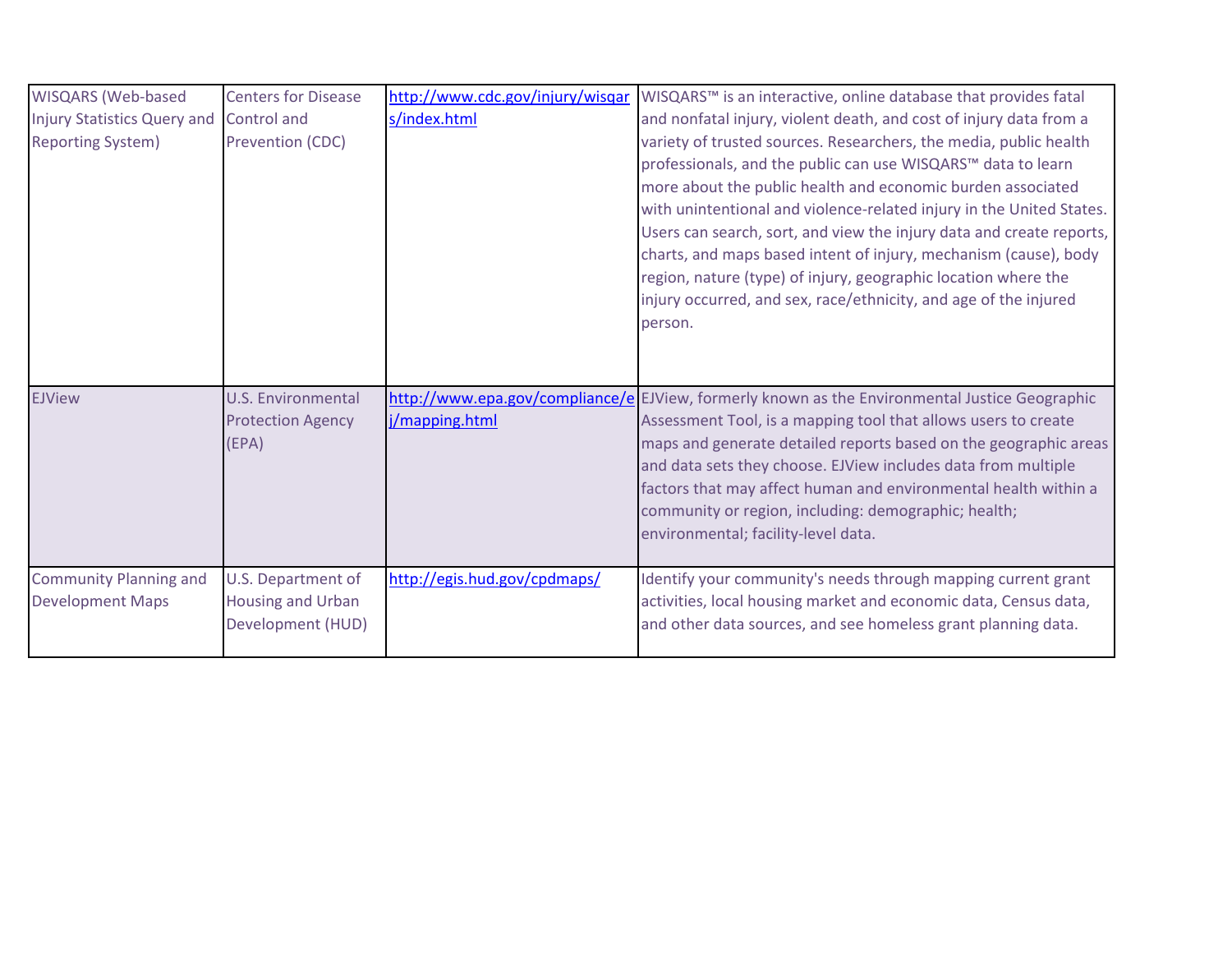| | | | |
|---|---|---|---|
| WISQARS (Web-based Injury Statistics Query and Reporting System) | Centers for Disease Control and Prevention (CDC) | http://www.cdc.gov/injury/wisqars/index.html | WISQARS™ is an interactive, online database that provides fatal and nonfatal injury, violent death, and cost of injury data from a variety of trusted sources. Researchers, the media, public health professionals, and the public can use WISQARS™ data to learn more about the public health and economic burden associated with unintentional and violence-related injury in the United States. Users can search, sort, and view the injury data and create reports, charts, and maps based intent of injury, mechanism (cause), body region, nature (type) of injury, geographic location where the injury occurred, and sex, race/ethnicity, and age of the injured person. |
| EJView | U.S. Environmental Protection Agency (EPA) | http://www.epa.gov/compliance/ej/mapping.html | EJView, formerly known as the Environmental Justice Geographic Assessment Tool, is a mapping tool that allows users to create maps and generate detailed reports based on the geographic areas and data sets they choose. EJView includes data from multiple factors that may affect human and environmental health within a community or region, including: demographic; health; environmental; facility-level data. |
| Community Planning and Development Maps | U.S. Department of Housing and Urban Development (HUD) | http://egis.hud.gov/cpdmaps/ | Identify your community's needs through mapping current grant activities, local housing market and economic data, Census data, and other data sources, and see homeless grant planning data. |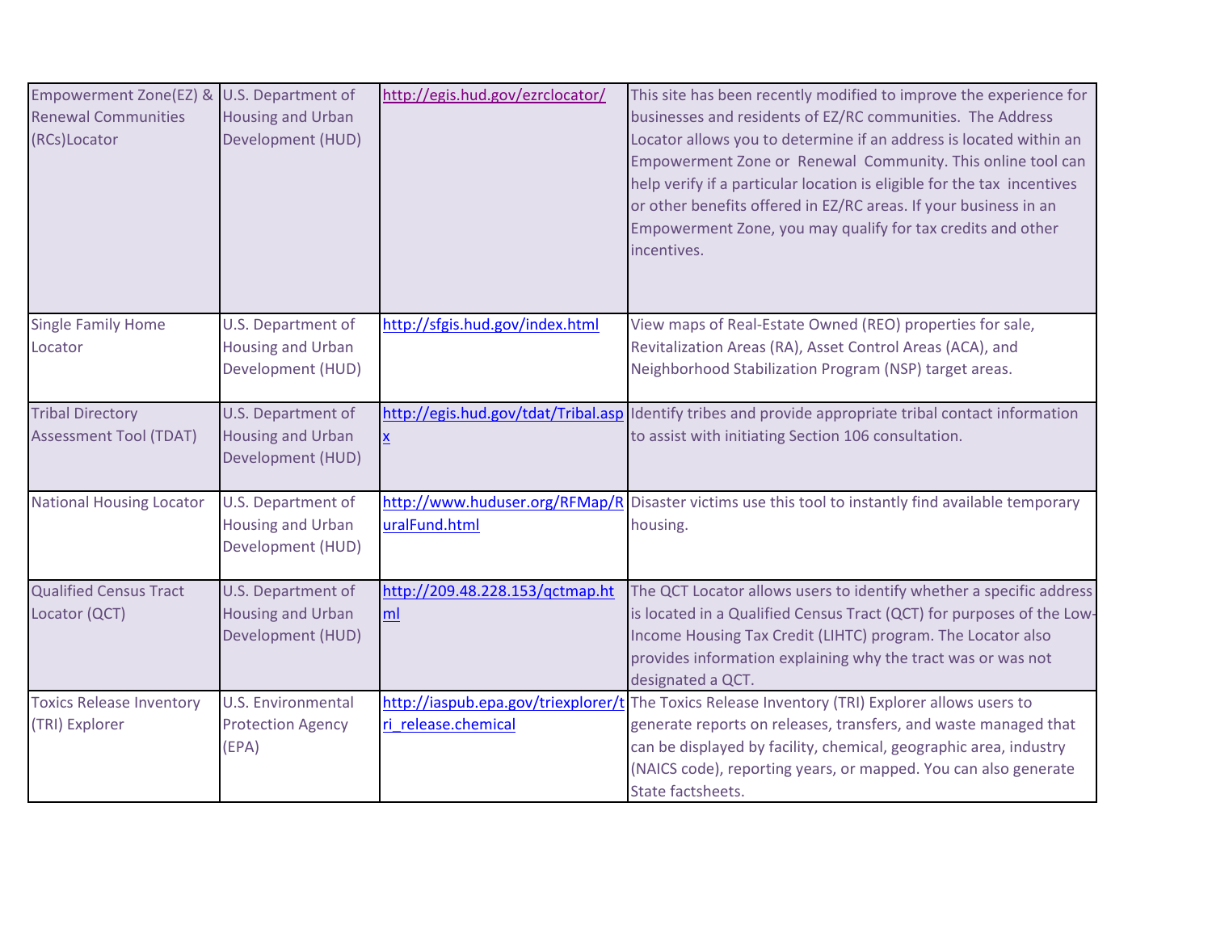| | | | |
|---|---|---|---|
| Empowerment Zone(EZ) & Renewal Communities (RCs)Locator | U.S. Department of Housing and Urban Development (HUD) | http://egis.hud.gov/ezrclocator/ | This site has been recently modified to improve the experience for businesses and residents of EZ/RC communities. The Address Locator allows you to determine if an address is located within an Empowerment Zone or Renewal Community. This online tool can help verify if a particular location is eligible for the tax incentives or other benefits offered in EZ/RC areas. If your business in an Empowerment Zone, you may qualify for tax credits and other incentives. |
| Single Family Home Locator | U.S. Department of Housing and Urban Development (HUD) | http://sfgis.hud.gov/index.html | View maps of Real-Estate Owned (REO) properties for sale, Revitalization Areas (RA), Asset Control Areas (ACA), and Neighborhood Stabilization Program (NSP) target areas. |
| Tribal Directory Assessment Tool (TDAT) | U.S. Department of Housing and Urban Development (HUD) | http://egis.hud.gov/tdat/Tribal.aspx | Identify tribes and provide appropriate tribal contact information to assist with initiating Section 106 consultation. |
| National Housing Locator | U.S. Department of Housing and Urban Development (HUD) | http://www.huduser.org/RFMap/RuralFund.html | Disaster victims use this tool to instantly find available temporary housing. |
| Qualified Census Tract Locator (QCT) | U.S. Department of Housing and Urban Development (HUD) | http://209.48.228.153/qctmap.html | The QCT Locator allows users to identify whether a specific address is located in a Qualified Census Tract (QCT) for purposes of the Low-Income Housing Tax Credit (LIHTC) program. The Locator also provides information explaining why the tract was or was not designated a QCT. |
| Toxics Release Inventory (TRI) Explorer | U.S. Environmental Protection Agency (EPA) | http://iaspub.epa.gov/triexplorer/tri_release.chemical | The Toxics Release Inventory (TRI) Explorer allows users to generate reports on releases, transfers, and waste managed that can be displayed by facility, chemical, geographic area, industry (NAICS code), reporting years, or mapped. You can also generate State factsheets. |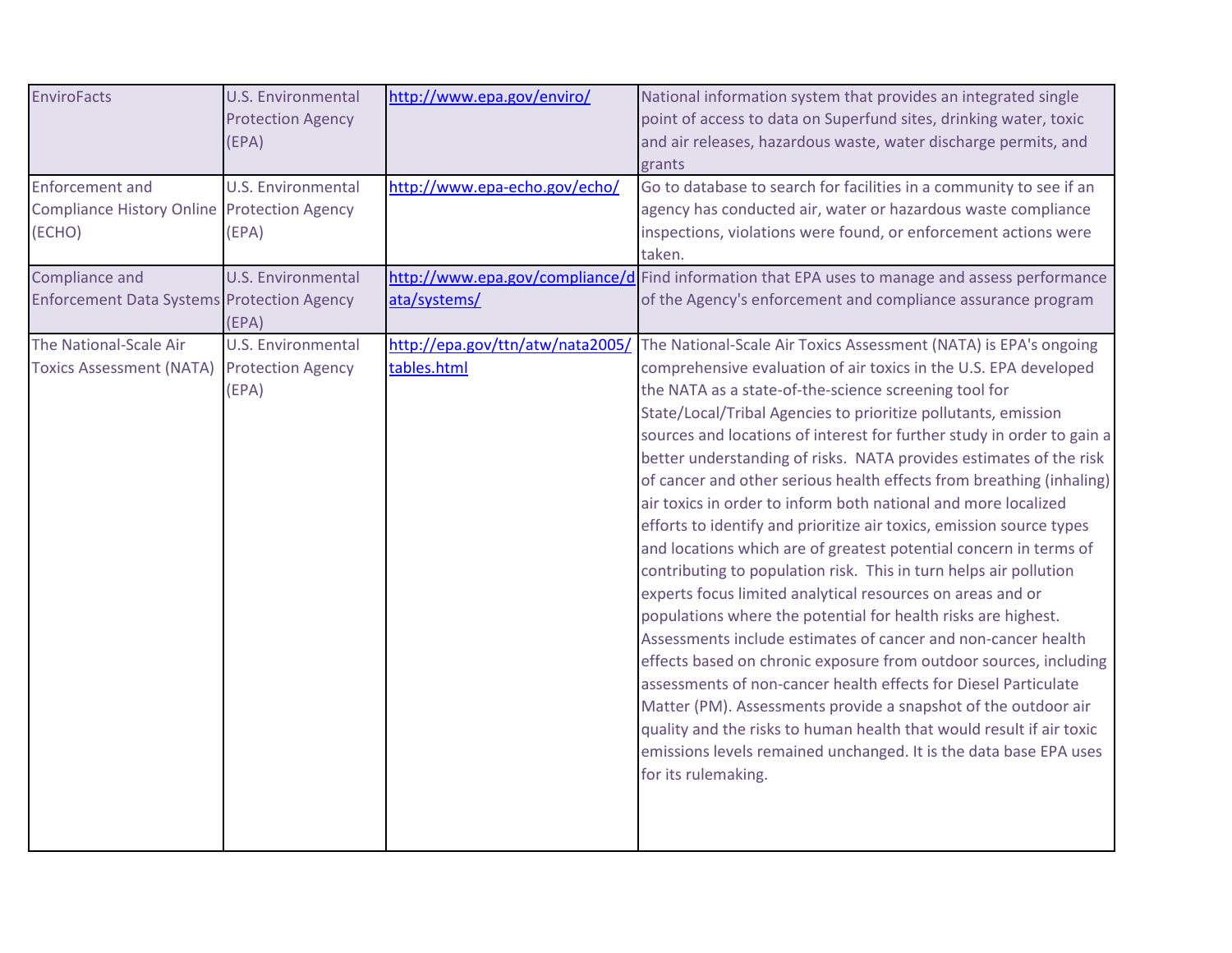| | | | |
|---|---|---|---|
| EnviroFacts | U.S. Environmental Protection Agency (EPA) | http://www.epa.gov/enviro/ | National information system that provides an integrated single point of access to data on Superfund sites, drinking water, toxic and air releases, hazardous waste, water discharge permits, and grants |
| Enforcement and Compliance History Online (ECHO) | U.S. Environmental Protection Agency (EPA) | http://www.epa-echo.gov/echo/ | Go to database to search for facilities in a community to see if an agency has conducted air, water or hazardous waste compliance inspections, violations were found, or enforcement actions were taken. |
| Compliance and Enforcement Data Systems | U.S. Environmental Protection Agency (EPA) | http://www.epa.gov/compliance/data/systems/ | Find information that EPA uses to manage and assess performance of the Agency's enforcement and compliance assurance program |
| The National-Scale Air Toxics Assessment (NATA) | U.S. Environmental Protection Agency (EPA) | http://epa.gov/ttn/atw/nata2005/tables.html | The National-Scale Air Toxics Assessment (NATA) is EPA's ongoing comprehensive evaluation of air toxics in the U.S. EPA developed the NATA as a state-of-the-science screening tool for State/Local/Tribal Agencies to prioritize pollutants, emission sources and locations of interest for further study in order to gain a better understanding of risks. NATA provides estimates of the risk of cancer and other serious health effects from breathing (inhaling) air toxics in order to inform both national and more localized efforts to identify and prioritize air toxics, emission source types and locations which are of greatest potential concern in terms of contributing to population risk. This in turn helps air pollution experts focus limited analytical resources on areas and or populations where the potential for health risks are highest. Assessments include estimates of cancer and non-cancer health effects based on chronic exposure from outdoor sources, including assessments of non-cancer health effects for Diesel Particulate Matter (PM). Assessments provide a snapshot of the outdoor air quality and the risks to human health that would result if air toxic emissions levels remained unchanged. It is the data base EPA uses for its rulemaking. |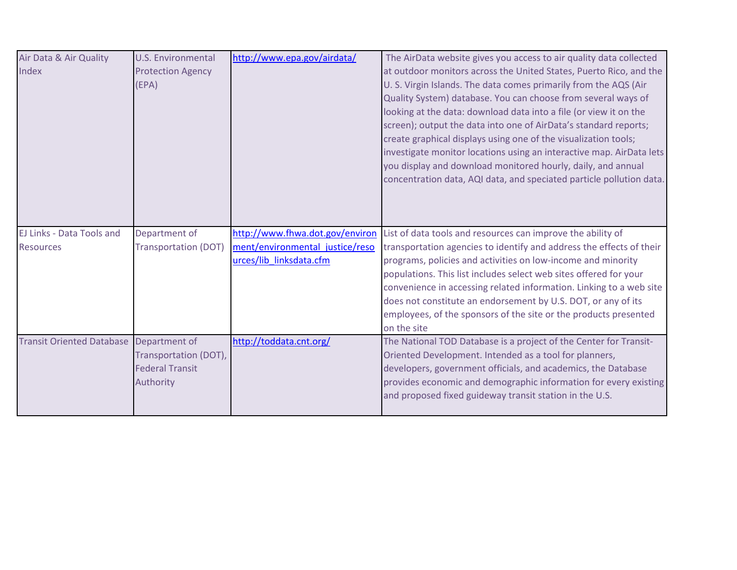| | | | |
|---|---|---|---|
| Air Data & Air Quality Index | U.S. Environmental Protection Agency (EPA) | http://www.epa.gov/airdata/ | The AirData website gives you access to air quality data collected at outdoor monitors across the United States, Puerto Rico, and the U. S. Virgin Islands. The data comes primarily from the AQS (Air Quality System) database. You can choose from several ways of looking at the data: download data into a file (or view it on the screen); output the data into one of AirData's standard reports; create graphical displays using one of the visualization tools; investigate monitor locations using an interactive map. AirData lets you display and download monitored hourly, daily, and annual concentration data, AQI data, and speciated particle pollution data. |
| EJ Links - Data Tools and Resources | Department of Transportation (DOT) | http://www.fhwa.dot.gov/environment/environmental_justice/resources/lib_linksdata.cfm | List of data tools and resources can improve the ability of transportation agencies to identify and address the effects of their programs, policies and activities on low-income and minority populations. This list includes select web sites offered for your convenience in accessing related information. Linking to a web site does not constitute an endorsement by U.S. DOT, or any of its employees, of the sponsors of the site or the products presented on the site |
| Transit Oriented Database | Department of Transportation (DOT), Federal Transit Authority | http://toddata.cnt.org/ | The National TOD Database is a project of the Center for Transit-Oriented Development. Intended as a tool for planners, developers, government officials, and academics, the Database provides economic and demographic information for every existing and proposed fixed guideway transit station in the U.S. |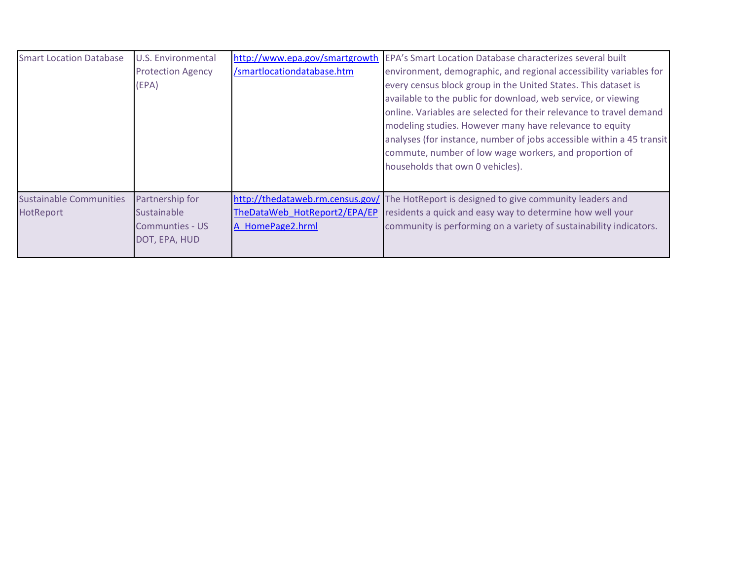| | | | |
|---|---|---|---|
| Smart Location Database | U.S. Environmental Protection Agency (EPA) | http://www.epa.gov/smartgrowth/smartlocationdatabase.htm | EPA's Smart Location Database characterizes several built environment, demographic, and regional accessibility variables for every census block group in the United States. This dataset is available to the public for download, web service, or viewing online. Variables are selected for their relevance to travel demand modeling studies. However many have relevance to equity analyses (for instance, number of jobs accessible within a 45 transit commute, number of low wage workers, and proportion of households that own 0 vehicles). |
| Sustainable Communities HotReport | Partnership for Sustainable Communties - US DOT, EPA, HUD | http://thedataweb.rm.census.gov/TheDataWeb_HotReport2/EPA/EPA_HomePage2.hrml | The HotReport is designed to give community leaders and residents a quick and easy way to determine how well your community is performing on a variety of sustainability indicators. |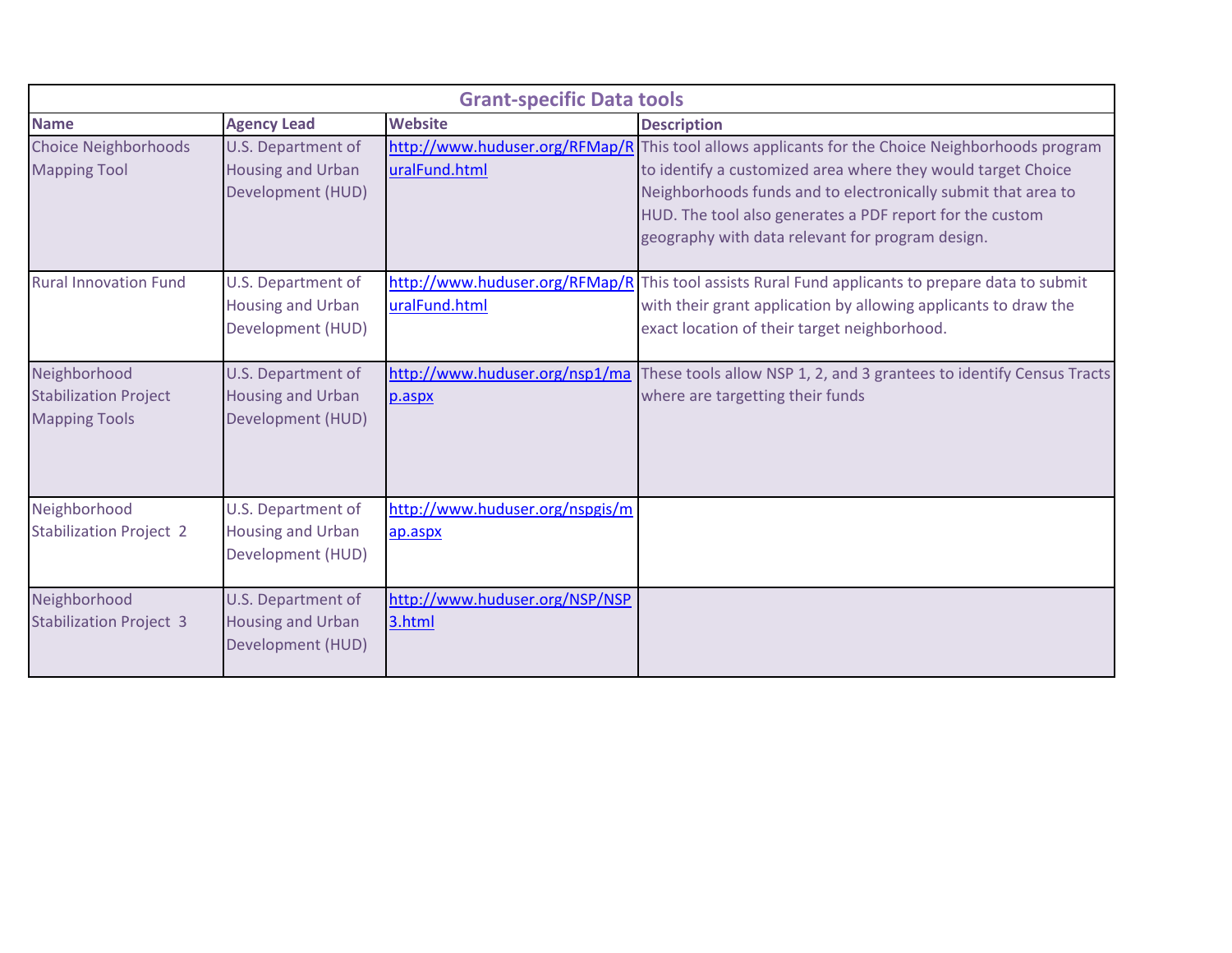| Grant-specific Data tools | | | |
|---|---|---|---|
| **Name** | **Agency Lead** | **Website** | **Description** |
| Choice Neighborhoods Mapping Tool | U.S. Department of Housing and Urban Development (HUD) | http://www.huduser.org/RFMap/RuralFund.html | This tool allows applicants for the Choice Neighborhoods program to identify a customized area where they would target Choice Neighborhoods funds and to electronically submit that area to HUD. The tool also generates a PDF report for the custom geography with data relevant for program design. |
| Rural Innovation Fund | U.S. Department of Housing and Urban Development (HUD) | http://www.huduser.org/RFMap/RuralFund.html | This tool assists Rural Fund applicants to prepare data to submit with their grant application by allowing applicants to draw the exact location of their target neighborhood. |
| Neighborhood Stabilization Project Mapping Tools | U.S. Department of Housing and Urban Development (HUD) | http://www.huduser.org/nsp1/map.aspx | These tools allow NSP 1, 2, and 3 grantees to identify Census Tracts where are targetting their funds |
| Neighborhood Stabilization Project 2 | U.S. Department of Housing and Urban Development (HUD) | http://www.huduser.org/nspgis/map.aspx | |
| Neighborhood Stabilization Project 3 | U.S. Department of Housing and Urban Development (HUD) | http://www.huduser.org/NSP/NSP3.html | |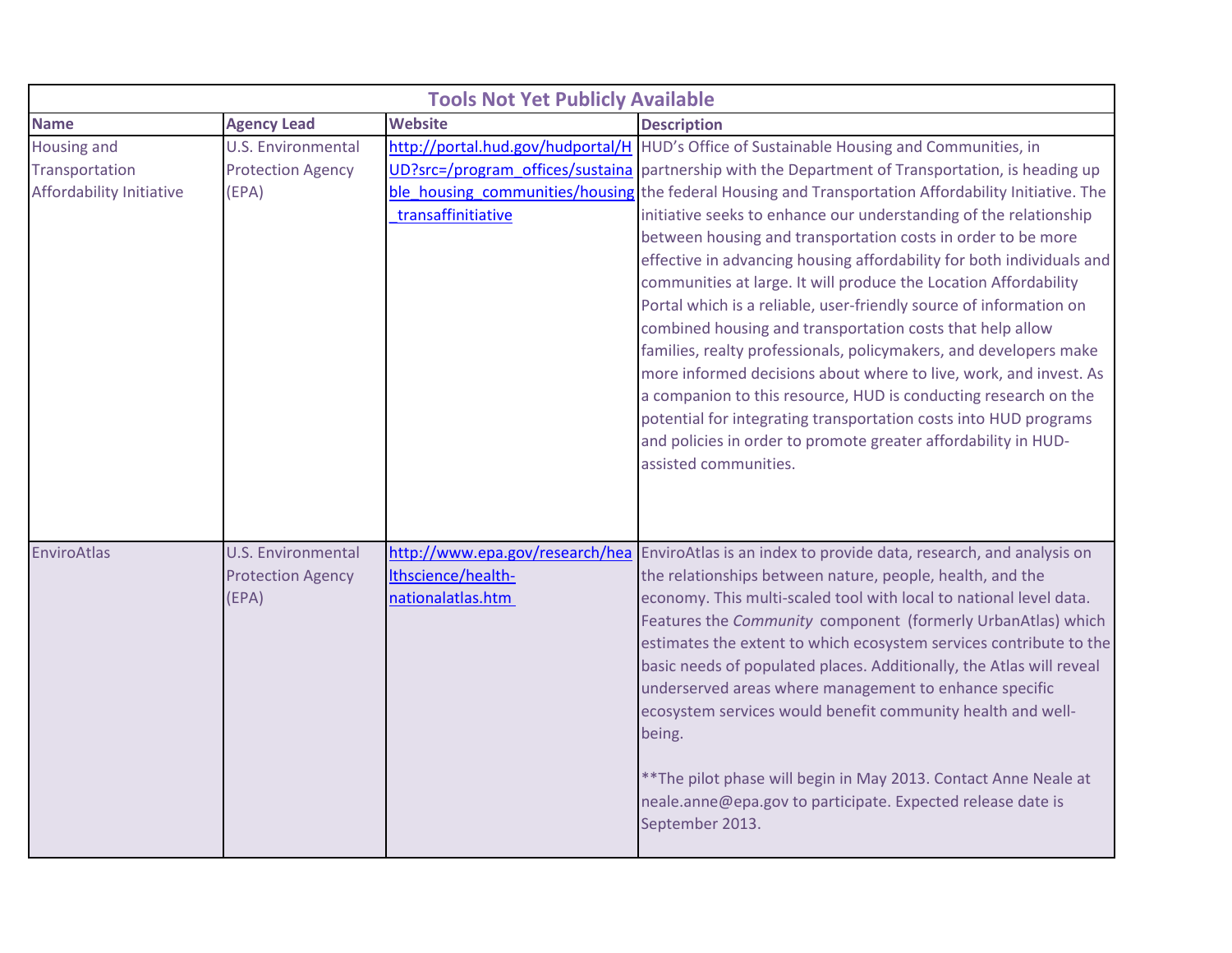| Tools Not Yet Publicly Available | | | |
|---|---|---|---|
| **Name** | **Agency Lead** | **Website** | **Description** |
| Housing and Transportation Affordability Initiative | U.S. Environmental Protection Agency (EPA) | http://portal.hud.gov/hudportal/HUD?src=/program_offices/sustainable_housing_communities/housing_transaffinitiative | HUD's Office of Sustainable Housing and Communities, in partnership with the Department of Transportation, is heading up the federal Housing and Transportation Affordability Initiative. The initiative seeks to enhance our understanding of the relationship between housing and transportation costs in order to be more effective in advancing housing affordability for both individuals and communities at large. It will produce the Location Affordability Portal which is a reliable, user-friendly source of information on combined housing and transportation costs that help allow families, realty professionals, policymakers, and developers make more informed decisions about where to live, work, and invest. As a companion to this resource, HUD is conducting research on the potential for integrating transportation costs into HUD programs and policies in order to promote greater affordability in HUD-assisted communities. |
| EnviroAtlas | U.S. Environmental Protection Agency (EPA) | http://www.epa.gov/research/healthscience/health-nationalatlas.htm | EnviroAtlas is an index to provide data, research, and analysis on the relationships between nature, people, health, and the economy. This multi-scaled tool with local to national level data. Features the *Community* component (formerly UrbanAtlas) which estimates the extent to which ecosystem services contribute to the basic needs of populated places. Additionally, the Atlas will reveal underserved areas where management to enhance specific ecosystem services would benefit community health and well-being.<br><br>**The pilot phase will begin in May 2013. Contact Anne Neale at neale.anne@epa.gov to participate. Expected release date is September 2013. |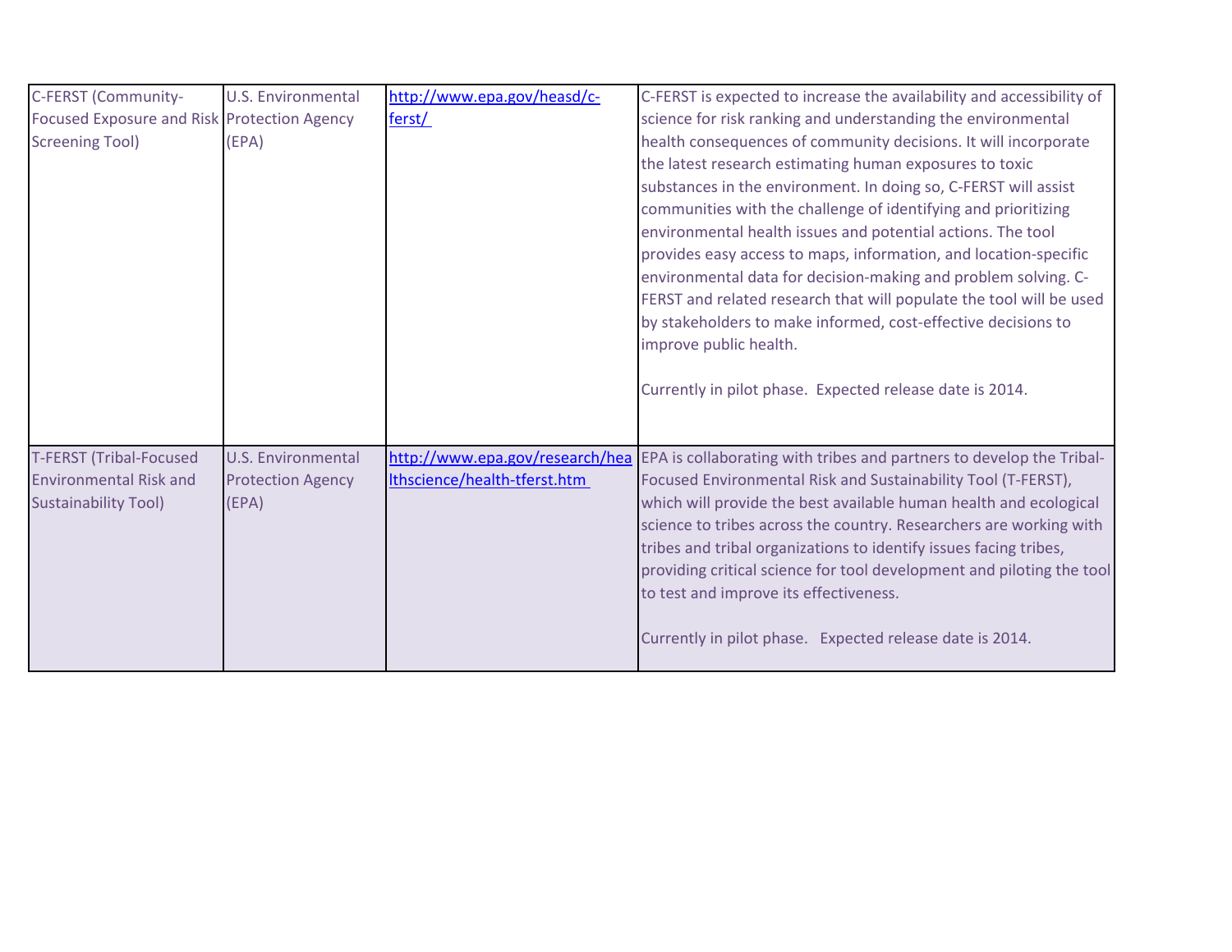| | | | |
|---|---|---|---|
| C-FERST (Community-Focused Exposure and Risk Screening Tool) | U.S. Environmental Protection Agency (EPA) | http://www.epa.gov/heasd/c-ferst/ | C-FERST is expected to increase the availability and accessibility of science for risk ranking and understanding the environmental health consequences of community decisions. It will incorporate the latest research estimating human exposures to toxic substances in the environment. In doing so, C-FERST will assist communities with the challenge of identifying and prioritizing environmental health issues and potential actions. The tool provides easy access to maps, information, and location-specific environmental data for decision-making and problem solving. C-FERST and related research that will populate the tool will be used by stakeholders to make informed, cost-effective decisions to improve public health.<br><br>Currently in pilot phase. Expected release date is 2014. |
| T-FERST (Tribal-Focused Environmental Risk and Sustainability Tool) | U.S. Environmental Protection Agency (EPA) | http://www.epa.gov/research/healthscience/health-tferst.htm | EPA is collaborating with tribes and partners to develop the Tribal-Focused Environmental Risk and Sustainability Tool (T-FERST), which will provide the best available human health and ecological science to tribes across the country. Researchers are working with tribes and tribal organizations to identify issues facing tribes, providing critical science for tool development and piloting the tool to test and improve its effectiveness.<br><br>Currently in pilot phase. Expected release date is 2014. |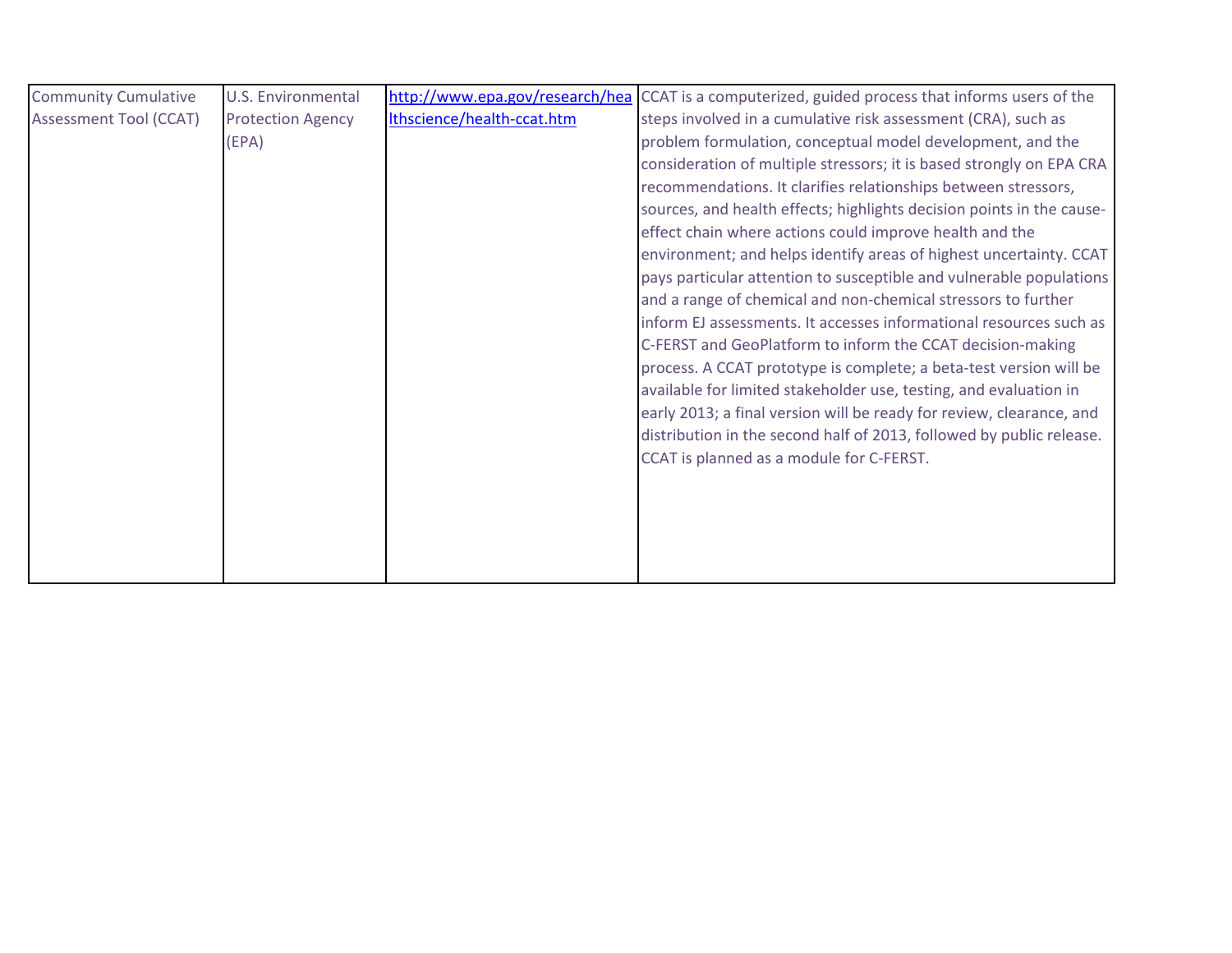| | | | |
|---|---|---|---|
| Community Cumulative Assessment Tool (CCAT) | U.S. Environmental Protection Agency (EPA) | http://www.epa.gov/research/healthscience/health-ccat.htm | CCAT is a computerized, guided process that informs users of the steps involved in a cumulative risk assessment (CRA), such as problem formulation, conceptual model development, and the consideration of multiple stressors; it is based strongly on EPA CRA recommendations. It clarifies relationships between stressors, sources, and health effects; highlights decision points in the cause-effect chain where actions could improve health and the environment; and helps identify areas of highest uncertainty. CCAT pays particular attention to susceptible and vulnerable populations and a range of chemical and non-chemical stressors to further inform EJ assessments. It accesses informational resources such as C-FERST and GeoPlatform to inform the CCAT decision-making process. A CCAT prototype is complete; a beta-test version will be available for limited stakeholder use, testing, and evaluation in early 2013; a final version will be ready for review, clearance, and distribution in the second half of 2013, followed by public release. CCAT is planned as a module for C-FERST. |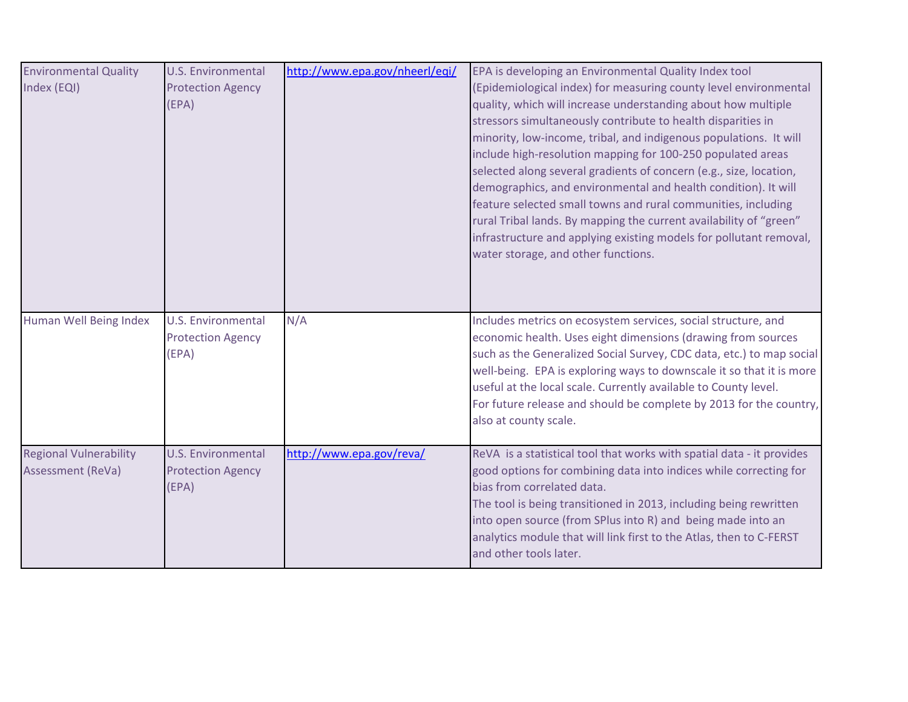| | | | |
|---|---|---|---|
| Environmental Quality Index (EQI) | U.S. Environmental Protection Agency (EPA) | http://www.epa.gov/nheerl/eqi/ | EPA is developing an Environmental Quality Index tool (Epidemiological index) for measuring county level environmental quality, which will increase understanding about how multiple stressors simultaneously contribute to health disparities in minority, low-income, tribal, and indigenous populations. It will include high-resolution mapping for 100-250 populated areas selected along several gradients of concern (e.g., size, location, demographics, and environmental and health condition). It will feature selected small towns and rural communities, including rural Tribal lands. By mapping the current availability of "green" infrastructure and applying existing models for pollutant removal, water storage, and other functions. |
| Human Well Being Index | U.S. Environmental Protection Agency (EPA) | N/A | Includes metrics on ecosystem services, social structure, and economic health. Uses eight dimensions (drawing from sources such as the Generalized Social Survey, CDC data, etc.) to map social well-being. EPA is exploring ways to downscale it so that it is more useful at the local scale. Currently available to County level. For future release and should be complete by 2013 for the country, also at county scale. |
| Regional Vulnerability Assessment (ReVa) | U.S. Environmental Protection Agency (EPA) | http://www.epa.gov/reva/ | ReVA is a statistical tool that works with spatial data - it provides good options for combining data into indices while correcting for bias from correlated data. The tool is being transitioned in 2013, including being rewritten into open source (from SPlus into R) and being made into an analytics module that will link first to the Atlas, then to C-FERST and other tools later. |